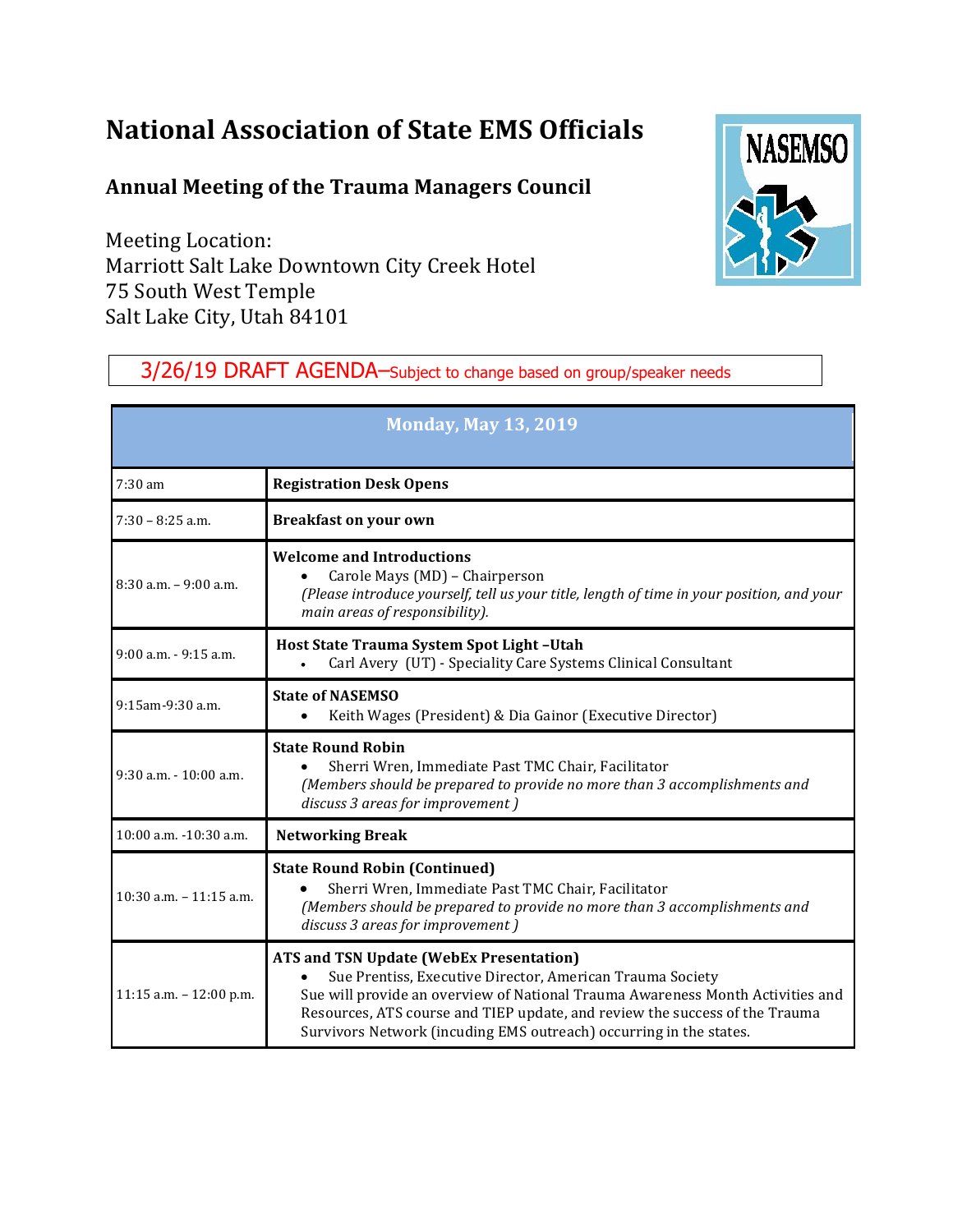# National Association of State EMS Officials

## Annual Meeting of the Trauma Managers Council

Meeting Location:
Marriott Salt Lake Downtown City Creek Hotel
75 South West Temple
Salt Lake City, Utah 84101

3/26/19 DRAFT AGENDA–Subject to change based on group/speaker needs

| Monday, May 13, 2019 | |
|---|---|
| 7:30 am | **Registration Desk Opens** |
| 7:30 – 8:25 a.m. | **Breakfast on your own** |
| 8:30 a.m. – 9:00 a.m. | **Welcome and Introductions**<br>• Carole Mays (MD) – Chairperson<br>*(Please introduce yourself, tell us your title, length of time in your position, and your main areas of responsibility).* |
| 9:00 a.m. - 9:15 a.m. | **Host State Trauma System Spot Light –Utah**<br>• Carl Avery (UT) - Speciality Care Systems Clinical Consultant |
| 9:15am-9:30 a.m. | **State of NASEMSO**<br>• Keith Wages (President) & Dia Gainor (Executive Director) |
| 9:30 a.m. - 10:00 a.m. | **State Round Robin**<br>• Sherri Wren, Immediate Past TMC Chair, Facilitator<br>*(Members should be prepared to provide no more than 3 accomplishments and discuss 3 areas for improvement )* |
| 10:00 a.m. -10:30 a.m. | **Networking Break** |
| 10:30 a.m. – 11:15 a.m. | **State Round Robin (Continued)**<br>• Sherri Wren, Immediate Past TMC Chair, Facilitator<br>*(Members should be prepared to provide no more than 3 accomplishments and discuss 3 areas for improvement )* |
| 11:15 a.m. – 12:00 p.m. | **ATS and TSN Update (WebEx Presentation)**<br>• Sue Prentiss, Executive Director, American Trauma Society<br>Sue will provide an overview of National Trauma Awareness Month Activities and Resources, ATS course and TIEP update, and review the success of the Trauma Survivors Network (incuding EMS outreach) occurring in the states. |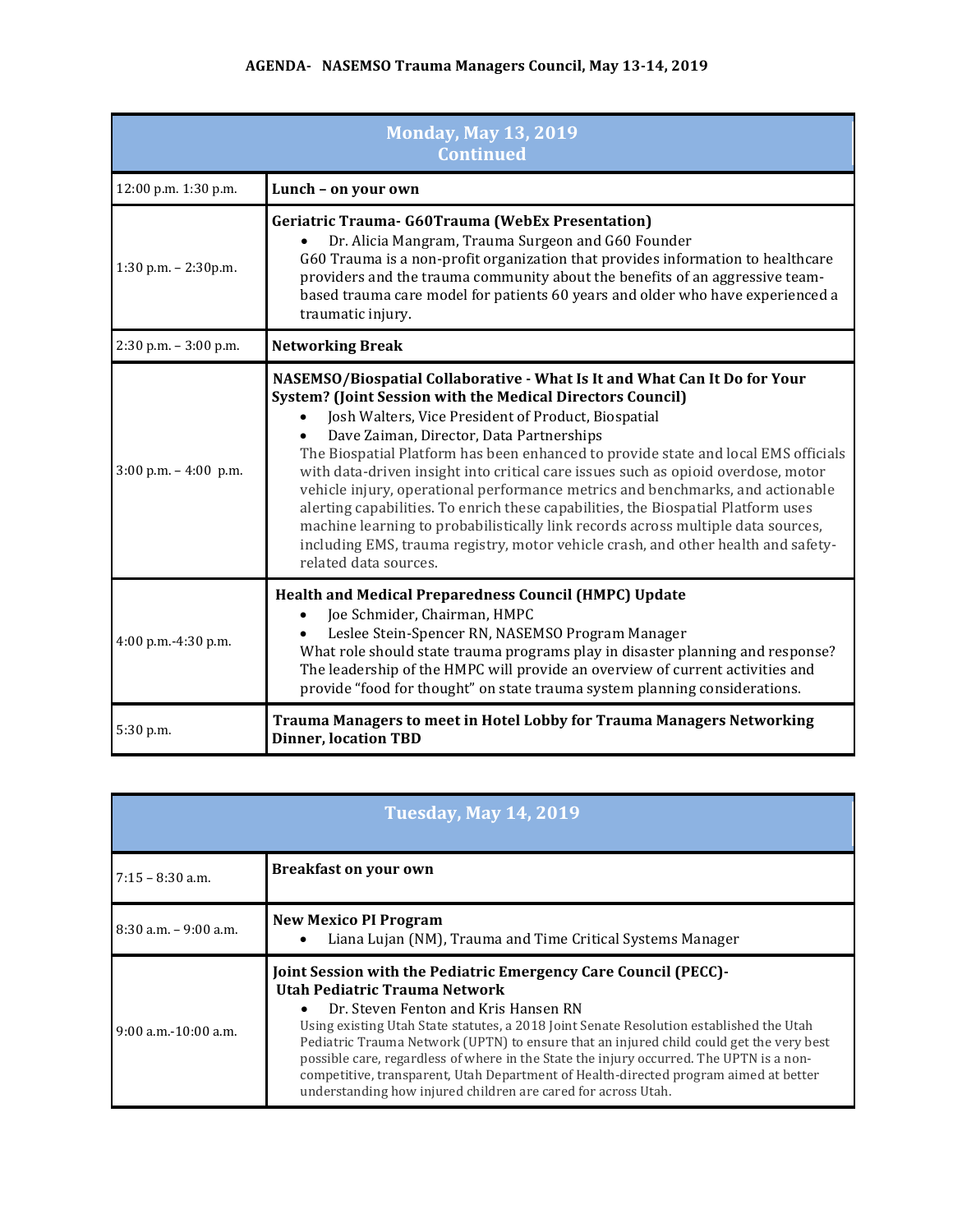**AGENDA- NASEMSO Trauma Managers Council, May 13-14, 2019**

| Monday, May 13, 2019 Continued | |
|---|---|
| 12:00 p.m. 1:30 p.m. | **Lunch – on your own** |
| 1:30 p.m. – 2:30p.m. | **Geriatric Trauma- G60Trauma (WebEx Presentation)**<br>• Dr. Alicia Mangram, Trauma Surgeon and G60 Founder<br>G60 Trauma is a non-profit organization that provides information to healthcare providers and the trauma community about the benefits of an aggressive team-based trauma care model for patients 60 years and older who have experienced a traumatic injury. |
| 2:30 p.m. – 3:00 p.m. | **Networking Break** |
| 3:00 p.m. – 4:00 p.m. | **NASEMSO/Biospatial Collaborative - What Is It and What Can It Do for Your System? (Joint Session with the Medical Directors Council)**<br>• Josh Walters, Vice President of Product, Biospatial<br>• Dave Zaiman, Director, Data Partnerships<br>The Biospatial Platform has been enhanced to provide state and local EMS officials with data-driven insight into critical care issues such as opioid overdose, motor vehicle injury, operational performance metrics and benchmarks, and actionable alerting capabilities. To enrich these capabilities, the Biospatial Platform uses machine learning to probabilistically link records across multiple data sources, including EMS, trauma registry, motor vehicle crash, and other health and safety-related data sources. |
| 4:00 p.m.-4:30 p.m. | **Health and Medical Preparedness Council (HMPC) Update**<br>• Joe Schmider, Chairman, HMPC<br>• Leslee Stein-Spencer RN, NASEMSO Program Manager<br>What role should state trauma programs play in disaster planning and response? The leadership of the HMPC will provide an overview of current activities and provide "food for thought" on state trauma system planning considerations. |
| 5:30 p.m. | **Trauma Managers to meet in Hotel Lobby for Trauma Managers Networking Dinner, location TBD** |

| Tuesday, May 14, 2019 | |
|---|---|
| 7:15 – 8:30 a.m. | **Breakfast on your own** |
| 8:30 a.m. – 9:00 a.m. | **New Mexico PI Program**<br>• Liana Lujan (NM), Trauma and Time Critical Systems Manager |
| 9:00 a.m.-10:00 a.m. | **Joint Session with the Pediatric Emergency Care Council (PECC)- Utah Pediatric Trauma Network**<br>• Dr. Steven Fenton and Kris Hansen RN<br>Using existing Utah State statutes, a 2018 Joint Senate Resolution established the Utah Pediatric Trauma Network (UPTN) to ensure that an injured child could get the very best possible care, regardless of where in the State the injury occurred. The UPTN is a non-competitive, transparent, Utah Department of Health-directed program aimed at better understanding how injured children are cared for across Utah. |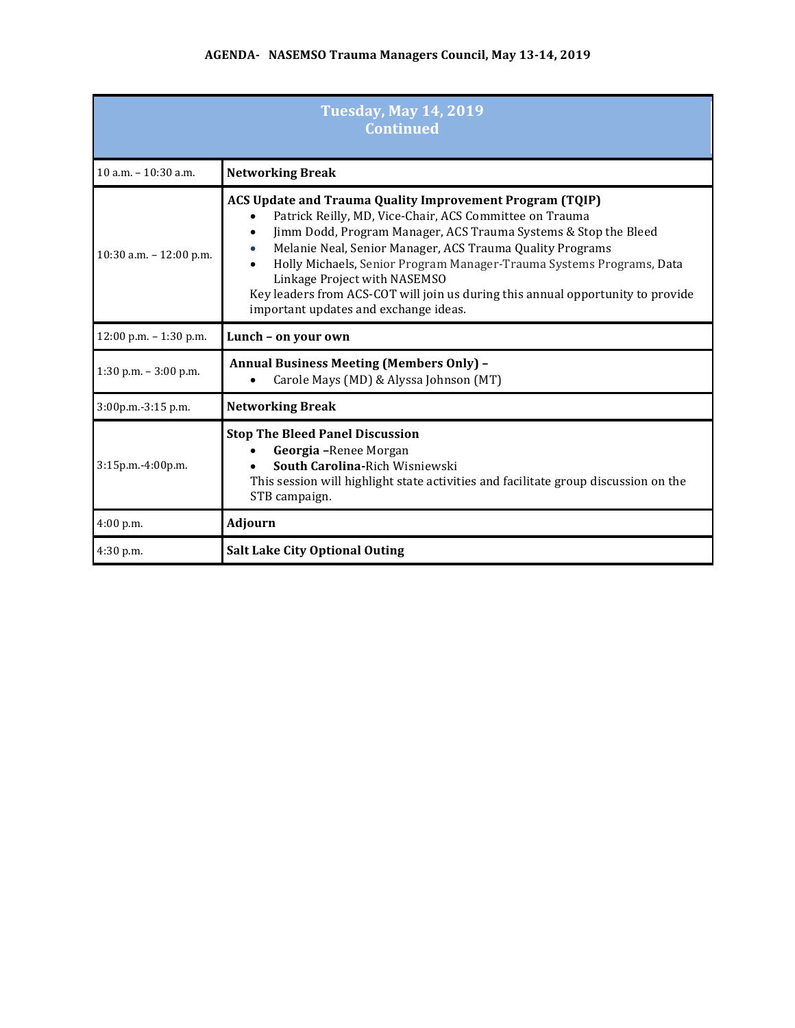## AGENDA- NASEMSO Trauma Managers Council, May 13-14, 2019

| Tuesday, May 14, 2019<br>Continued | |
|---|---|
| 10 a.m. – 10:30 a.m. | **Networking Break** |
| 10:30 a.m. – 12:00 p.m. | **ACS Update and Trauma Quality Improvement Program (TQIP)**<br>• Patrick Reilly, MD, Vice-Chair, ACS Committee on Trauma<br>• Jimm Dodd, Program Manager, ACS Trauma Systems & Stop the Bleed<br>• Melanie Neal, Senior Manager, ACS Trauma Quality Programs<br>• Holly Michaels, Senior Program Manager-Trauma Systems Programs, Data Linkage Project with NASEMSO<br>Key leaders from ACS-COT will join us during this annual opportunity to provide important updates and exchange ideas. |
| 12:00 p.m. – 1:30 p.m. | **Lunch – on your own** |
| 1:30 p.m. – 3:00 p.m. | **Annual Business Meeting (Members Only) –**<br>• Carole Mays (MD) & Alyssa Johnson (MT) |
| 3:00p.m.-3:15 p.m. | **Networking Break** |
| 3:15p.m.-4:00p.m. | **Stop The Bleed Panel Discussion**<br>• **Georgia –**Renee Morgan<br>• **South Carolina-**Rich Wisniewski<br>This session will highlight state activities and facilitate group discussion on the STB campaign. |
| 4:00 p.m. | **Adjourn** |
| 4:30 p.m. | **Salt Lake City Optional Outing** |